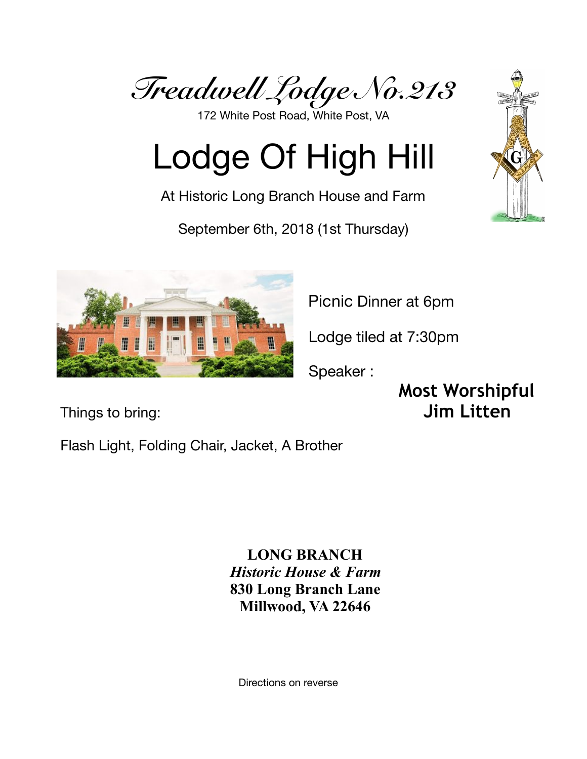# *Treadwell Lodge No.213*

172 White Post Road, White Post, VA

# Lodge Of High Hill

At Historic Long Branch House and Farm

September 6th, 2018 (1st Thursday)

Picnic Dinner at 6pm

Lodge tiled at 7:30pm

Speaker :

**Most Worshipful Jim Litten**

Things to bring:

Flash Light, Folding Chair, Jacket, A Brother

**LONG BRANCH**
***Historic House & Farm***
**830 Long Branch Lane**
**Millwood, VA 22646**

Directions on reverse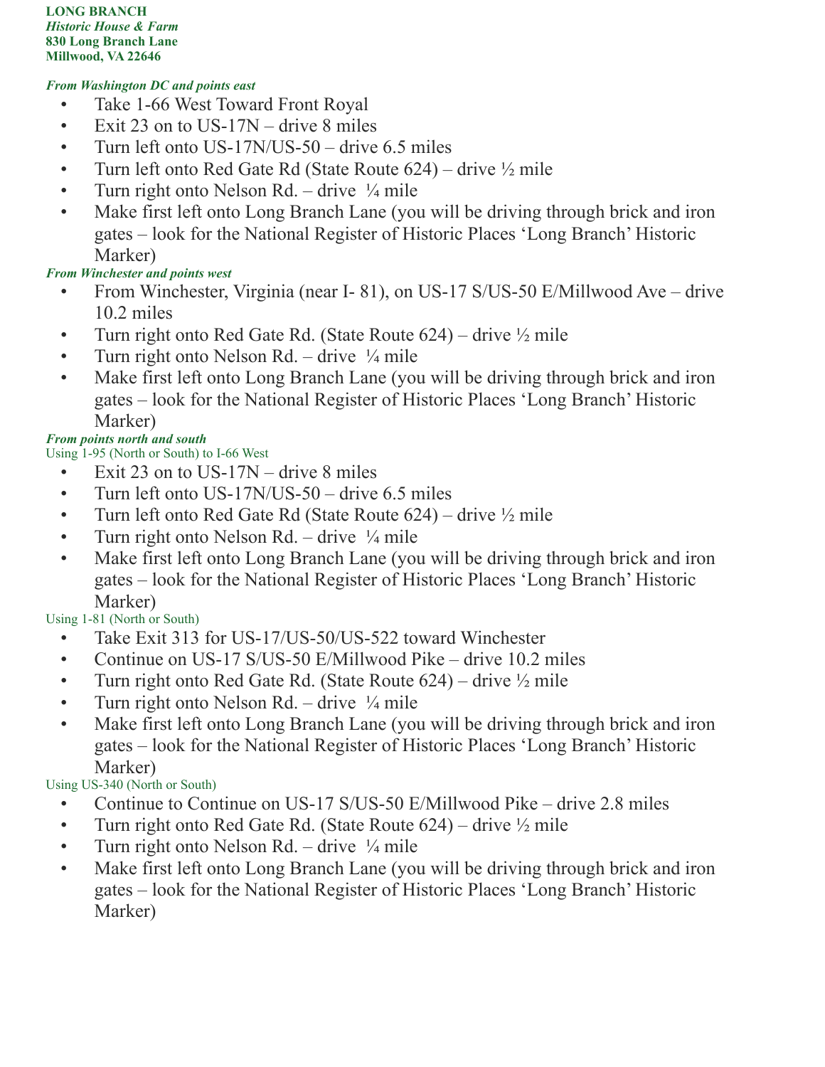**LONG BRANCH**
***Historic House & Farm***
**830 Long Branch Lane**
**Millwood, VA 22646**

***From Washington DC and points east***

- Take 1-66 West Toward Front Royal
- Exit 23 on to US-17N – drive 8 miles
- Turn left onto US-17N/US-50 – drive 6.5 miles
- Turn left onto Red Gate Rd (State Route 624) – drive ½ mile
- Turn right onto Nelson Rd. – drive ¼ mile
- Make first left onto Long Branch Lane (you will be driving through brick and iron gates – look for the National Register of Historic Places 'Long Branch' Historic Marker)

***From Winchester and points west***

- From Winchester, Virginia (near I- 81), on US-17 S/US-50 E/Millwood Ave – drive 10.2 miles
- Turn right onto Red Gate Rd. (State Route 624) – drive ½ mile
- Turn right onto Nelson Rd. – drive ¼ mile
- Make first left onto Long Branch Lane (you will be driving through brick and iron gates – look for the National Register of Historic Places 'Long Branch' Historic Marker)

***From points north and south***

Using 1-95 (North or South) to I-66 West

- Exit 23 on to US-17N – drive 8 miles
- Turn left onto US-17N/US-50 – drive 6.5 miles
- Turn left onto Red Gate Rd (State Route 624) – drive ½ mile
- Turn right onto Nelson Rd. – drive ¼ mile
- Make first left onto Long Branch Lane (you will be driving through brick and iron gates – look for the National Register of Historic Places 'Long Branch' Historic Marker)

Using 1-81 (North or South)

- Take Exit 313 for US-17/US-50/US-522 toward Winchester
- Continue on US-17 S/US-50 E/Millwood Pike – drive 10.2 miles
- Turn right onto Red Gate Rd. (State Route 624) – drive ½ mile
- Turn right onto Nelson Rd. – drive ¼ mile
- Make first left onto Long Branch Lane (you will be driving through brick and iron gates – look for the National Register of Historic Places 'Long Branch' Historic Marker)

Using US-340 (North or South)

- Continue to Continue on US-17 S/US-50 E/Millwood Pike – drive 2.8 miles
- Turn right onto Red Gate Rd. (State Route 624) – drive ½ mile
- Turn right onto Nelson Rd. – drive ¼ mile
- Make first left onto Long Branch Lane (you will be driving through brick and iron gates – look for the National Register of Historic Places 'Long Branch' Historic Marker)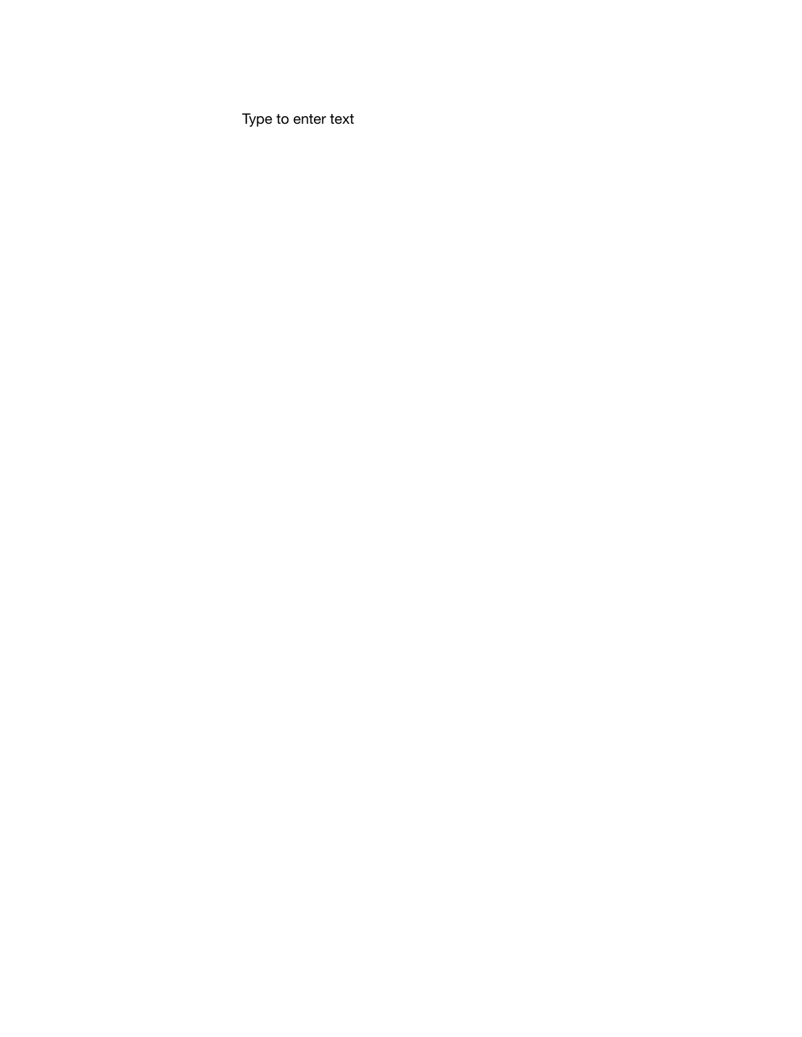Type to enter text